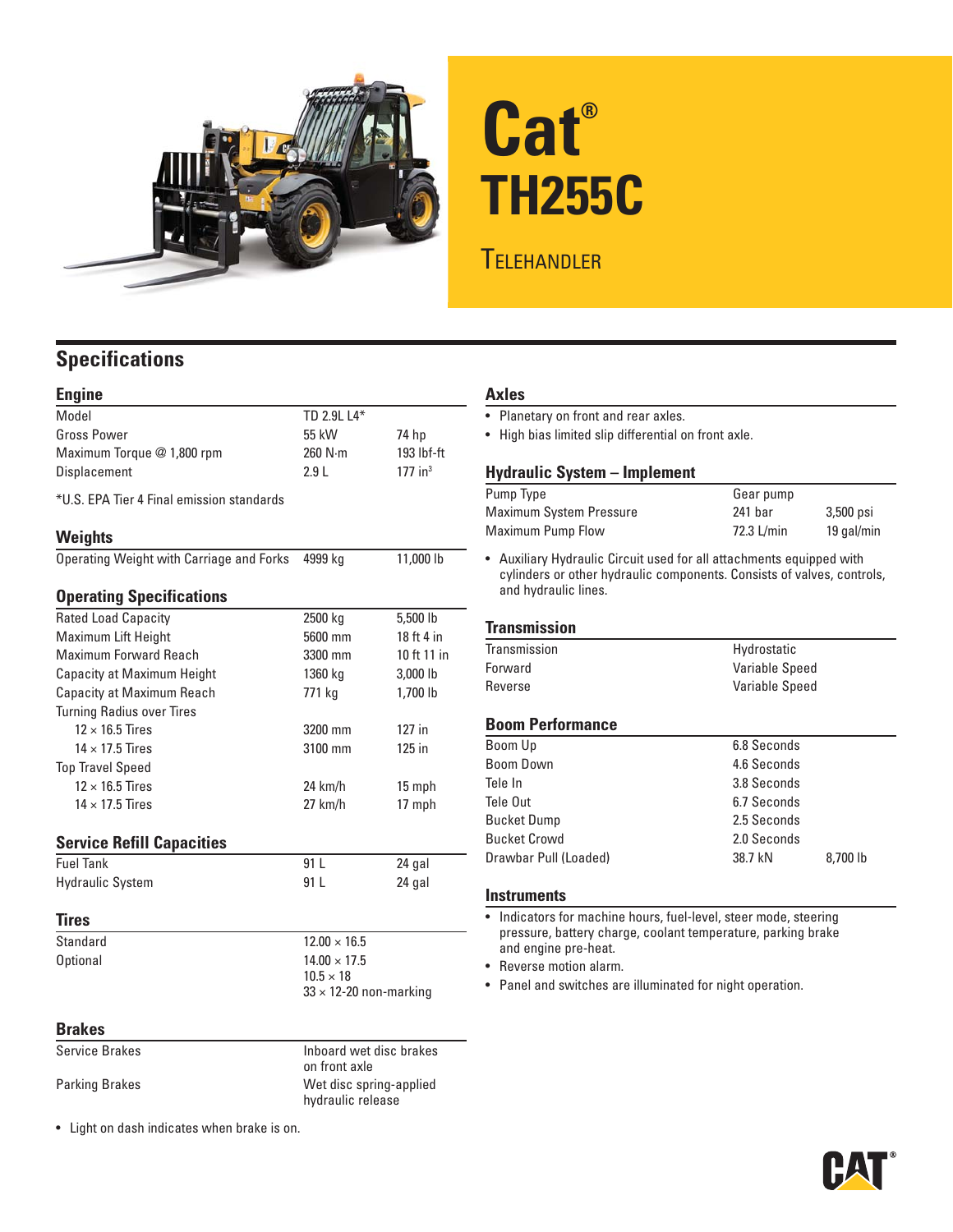# Cat® TH255C

## Telehandler

# Specifications

### Engine

| | | |
|---|---|---|
| Model | TD 2.9L L4* | |
| Gross Power | 55 kW | 74 hp |
| Maximum Torque @ 1,800 rpm | 260 N·m | 193 lbf-ft |
| Displacement | 2.9 L | 177 in³ |

*U.S. EPA Tier 4 Final emission standards

### Weights

| | | |
|---|---|---|
| Operating Weight with Carriage and Forks | 4999 kg | 11,000 lb |

### Operating Specifications

| | | |
|---|---|---|
| Rated Load Capacity | 2500 kg | 5,500 lb |
| Maximum Lift Height | 5600 mm | 18 ft 4 in |
| Maximum Forward Reach | 3300 mm | 10 ft 11 in |
| Capacity at Maximum Height | 1360 kg | 3,000 lb |
| Capacity at Maximum Reach | 771 kg | 1,700 lb |
| Turning Radius over Tires | | |
| 12 × 16.5 Tires | 3200 mm | 127 in |
| 14 × 17.5 Tires | 3100 mm | 125 in |
| Top Travel Speed | | |
| 12 × 16.5 Tires | 24 km/h | 15 mph |
| 14 × 17.5 Tires | 27 km/h | 17 mph |

### Service Refill Capacities

| | | |
|---|---|---|
| Fuel Tank | 91 L | 24 gal |
| Hydraulic System | 91 L | 24 gal |

### Tires

| | |
|---|---|
| Standard | 12.00 × 16.5 |
| Optional | 14.00 × 17.5<br>10.5 × 18<br>33 × 12-20 non-marking |

### Brakes

| | |
|---|---|
| Service Brakes | Inboard wet disc brakes on front axle |
| Parking Brakes | Wet disc spring-applied hydraulic release |

- Light on dash indicates when brake is on.

### Axles

- Planetary on front and rear axles.
- High bias limited slip differential on front axle.

### Hydraulic System – Implement

| | | |
|---|---|---|
| Pump Type | Gear pump | |
| Maximum System Pressure | 241 bar | 3,500 psi |
| Maximum Pump Flow | 72.3 L/min | 19 gal/min |

- Auxiliary Hydraulic Circuit used for all attachments equipped with cylinders or other hydraulic components. Consists of valves, controls, and hydraulic lines.

### Transmission

| | |
|---|---|
| Transmission | Hydrostatic |
| Forward | Variable Speed |
| Reverse | Variable Speed |

### Boom Performance

| | | |
|---|---|---|
| Boom Up | 6.8 Seconds | |
| Boom Down | 4.6 Seconds | |
| Tele In | 3.8 Seconds | |
| Tele Out | 6.7 Seconds | |
| Bucket Dump | 2.5 Seconds | |
| Bucket Crowd | 2.0 Seconds | |
| Drawbar Pull (Loaded) | 38.7 kN | 8,700 lb |

### Instruments

- Indicators for machine hours, fuel-level, steer mode, steering pressure, battery charge, coolant temperature, parking brake and engine pre-heat.
- Reverse motion alarm.
- Panel and switches are illuminated for night operation.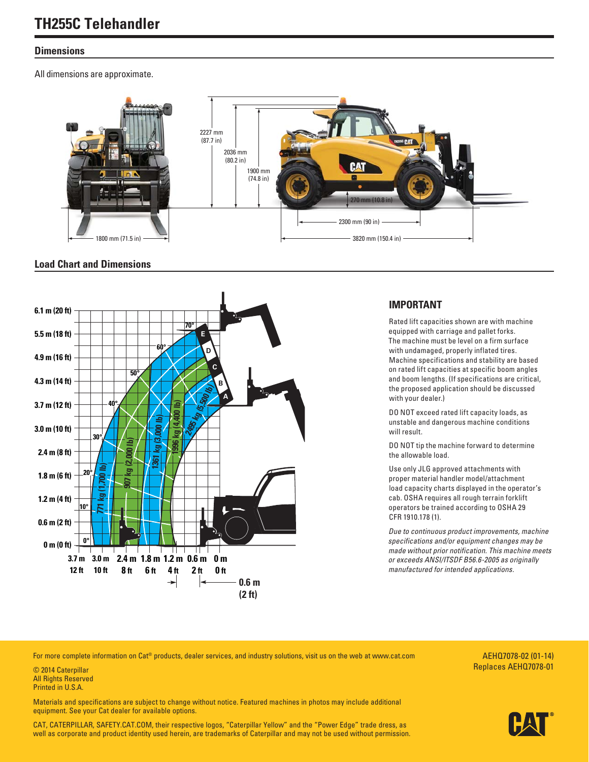# TH255C Telehandler

## Dimensions

All dimensions are approximate.

2227 mm (87.7 in)
2036 mm (80.2 in)
1900 mm (74.8 in)
270 mm (10.8 in)
2300 mm (90 in)
1800 mm (71.5 in)
3820 mm (150.4 in)

## Load Chart and Dimensions

6.1 m (20 ft)
5.5 m (18 ft)
4.9 m (16 ft)
4.3 m (14 ft)
3.7 m (12 ft)
3.0 m (10 ft)
2.4 m (8 ft)
1.8 m (6 ft)
1.2 m (4 ft)
0.6 m (2 ft)
0 m (0 ft)

70°
60°
50°
40°
30°
20°
10°
0°

A
B
C
D
E

771 kg (1,700 lb)
907 kg (2,000 lb)
1361 kg (3,000 lb)
1996 kg (4,400 lb)
2495 kg (5,500 lb)

3.7 m 3.0 m 2.4 m 1.8 m 1.2 m 0.6 m 0 m
12 ft 10 ft 8 ft 6 ft 4 ft 2 ft 0 ft

0.6 m
(2 ft)

### IMPORTANT

Rated lift capacities shown are with machine equipped with carriage and pallet forks. The machine must be level on a firm surface with undamaged, properly inflated tires. Machine specifications and stability are based on rated lift capacities at specific boom angles and boom lengths. (If specifications are critical, the proposed application should be discussed with your dealer.)

DO NOT exceed rated lift capacity loads, as unstable and dangerous machine conditions will result.

DO NOT tip the machine forward to determine the allowable load.

Use only JLG approved attachments with proper material handler model/attachment load capacity charts displayed in the operator's cab. OSHA requires all rough terrain forklift operators be trained according to OSHA 29 CFR 1910.178 (1).

*Due to continuous product improvements, machine specifications and/or equipment changes may be made without prior notification. This machine meets or exceeds ANSI/ITSDF B56.6-2005 as originally manufactured for intended applications.*

For more complete information on Cat® products, dealer services, and industry solutions, visit us on the web at www.cat.com

© 2014 Caterpillar
All Rights Reserved
Printed in U.S.A.

AEHQ7078-02 (01-14)
Replaces AEHQ7078-01

Materials and specifications are subject to change without notice. Featured machines in photos may include additional equipment. See your Cat dealer for available options.

CAT, CATERPILLAR, SAFETY.CAT.COM, their respective logos, "Caterpillar Yellow" and the "Power Edge" trade dress, as well as corporate and product identity used herein, are trademarks of Caterpillar and may not be used without permission.